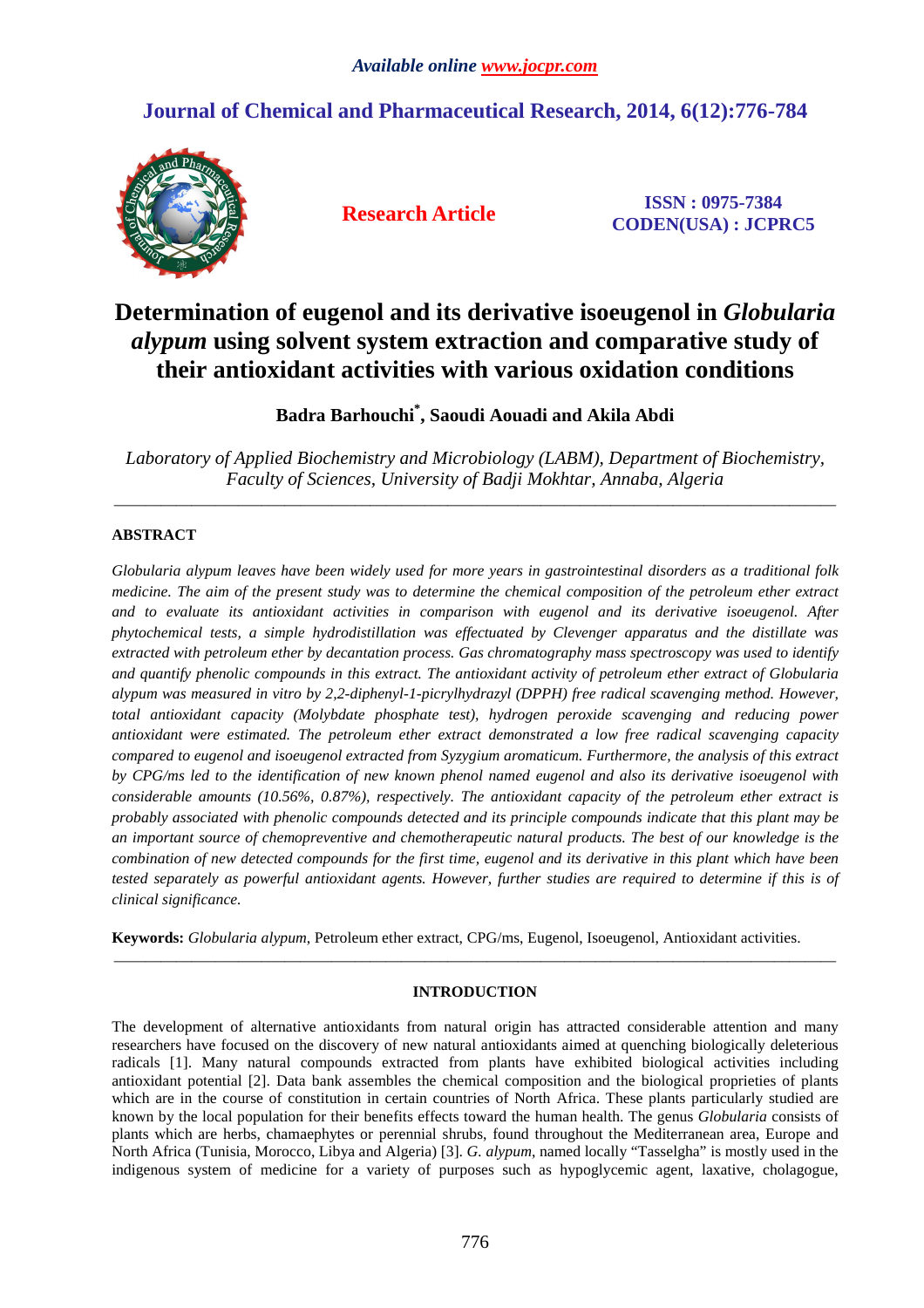Available online www.jocpr.com

# Journal of Chemical and Pharmaceutical Research, 2014, 6(12):776-784

**Research Article**

**ISSN : 0975-7384**
**CODEN(USA) : JCPRC5**

# Determination of eugenol and its derivative isoeugenol in *Globularia alypum* using solvent system extraction and comparative study of their antioxidant activities with various oxidation conditions

**Badra Barhouchi[\*], Saoudi Aouadi and Akila Abdi**

*Laboratory of Applied Biochemistry and Microbiology (LABM), Department of Biochemistry, Faculty of Sciences, University of Badji Mokhtar, Annaba, Algeria*

---

## ABSTRACT

*Globularia alypum leaves have been widely used for more years in gastrointestinal disorders as a traditional folk medicine. The aim of the present study was to determine the chemical composition of the petroleum ether extract and to evaluate its antioxidant activities in comparison with eugenol and its derivative isoeugenol. After phytochemical tests, a simple hydrodistillation was effectuated by Clevenger apparatus and the distillate was extracted with petroleum ether by decantation process. Gas chromatography mass spectroscopy was used to identify and quantify phenolic compounds in this extract. The antioxidant activity of petroleum ether extract of Globularia alypum was measured in vitro by 2,2-diphenyl-1-picrylhydrazyl (DPPH) free radical scavenging method. However, total antioxidant capacity (Molybdate phosphate test), hydrogen peroxide scavenging and reducing power antioxidant were estimated. The petroleum ether extract demonstrated a low free radical scavenging capacity compared to eugenol and isoeugenol extracted from Syzygium aromaticum. Furthermore, the analysis of this extract by CPG/ms led to the identification of new known phenol named eugenol and also its derivative isoeugenol with considerable amounts (10.56%, 0.87%), respectively. The antioxidant capacity of the petroleum ether extract is probably associated with phenolic compounds detected and its principle compounds indicate that this plant may be an important source of chemopreventive and chemotherapeutic natural products. The best of our knowledge is the combination of new detected compounds for the first time, eugenol and its derivative in this plant which have been tested separately as powerful antioxidant agents. However, further studies are required to determine if this is of clinical significance.*

**Keywords:** *Globularia alypum*, Petroleum ether extract, CPG/ms, Eugenol, Isoeugenol, Antioxidant activities.

---

## INTRODUCTION

The development of alternative antioxidants from natural origin has attracted considerable attention and many researchers have focused on the discovery of new natural antioxidants aimed at quenching biologically deleterious radicals [1]. Many natural compounds extracted from plants have exhibited biological activities including antioxidant potential [2]. Data bank assembles the chemical composition and the biological proprieties of plants which are in the course of constitution in certain countries of North Africa. These plants particularly studied are known by the local population for their benefits effects toward the human health. The genus *Globularia* consists of plants which are herbs, chamaephytes or perennial shrubs, found throughout the Mediterranean area, Europe and North Africa (Tunisia, Morocco, Libya and Algeria) [3]. *G. alypum*, named locally "Tasselgha" is mostly used in the indigenous system of medicine for a variety of purposes such as hypoglycemic agent, laxative, cholagogue,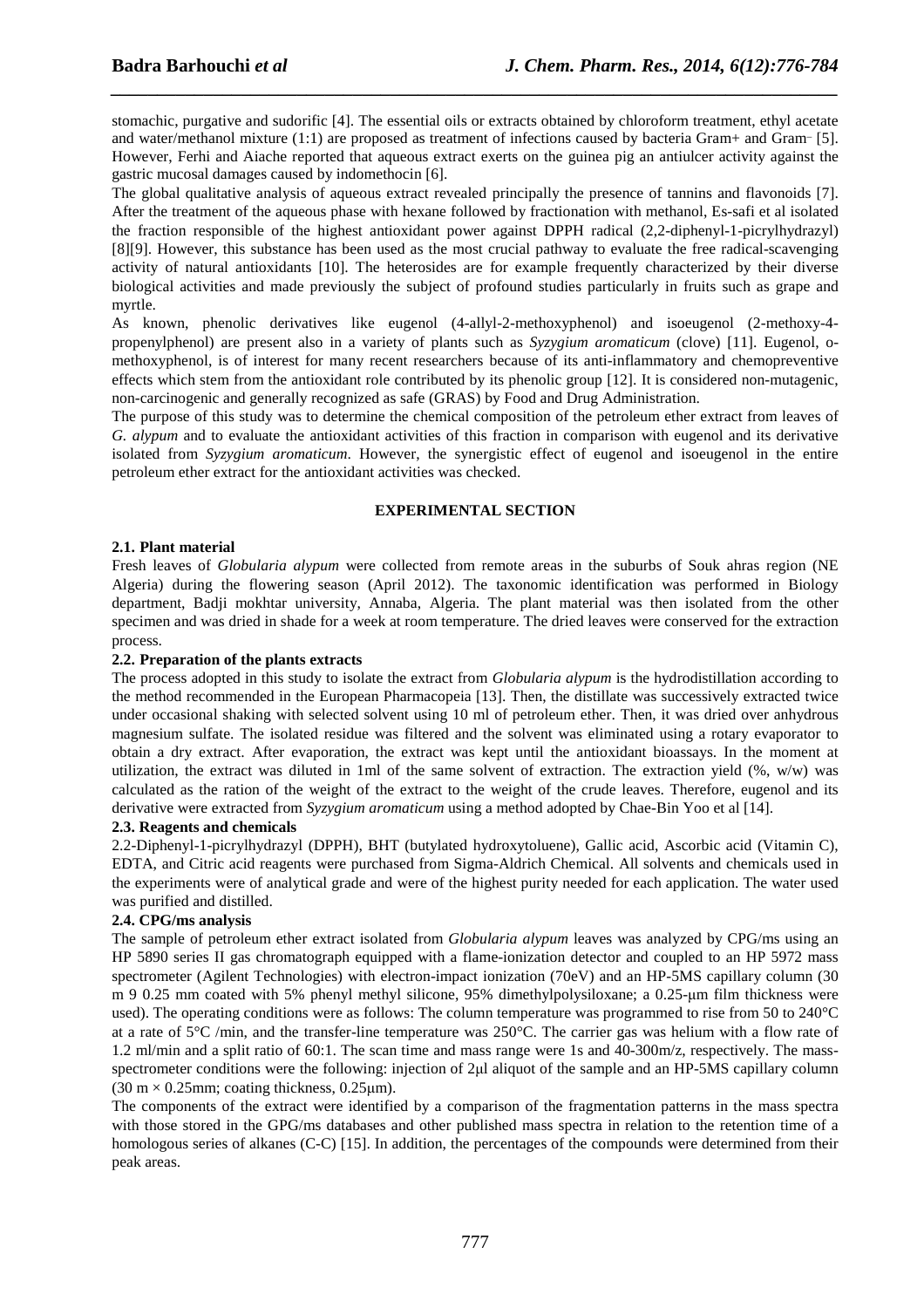stomachic, purgative and sudorific [4]. The essential oils or extracts obtained by chloroform treatment, ethyl acetate and water/methanol mixture (1:1) are proposed as treatment of infections caused by bacteria Gram+ and Gram− [5]. However, Ferhi and Aiache reported that aqueous extract exerts on the guinea pig an antiulcer activity against the gastric mucosal damages caused by indomethocin [6].

The global qualitative analysis of aqueous extract revealed principally the presence of tannins and flavonoids [7]. After the treatment of the aqueous phase with hexane followed by fractionation with methanol, Es-safi et al isolated the fraction responsible of the highest antioxidant power against DPPH radical (2,2-diphenyl-1-picrylhydrazyl) [8][9]. However, this substance has been used as the most crucial pathway to evaluate the free radical-scavenging activity of natural antioxidants [10]. The heterosides are for example frequently characterized by their diverse biological activities and made previously the subject of profound studies particularly in fruits such as grape and myrtle.

As known, phenolic derivatives like eugenol (4-allyl-2-methoxyphenol) and isoeugenol (2-methoxy-4-propenylphenol) are present also in a variety of plants such as *Syzygium aromaticum* (clove) [11]. Eugenol, o-methoxyphenol, is of interest for many recent researchers because of its anti-inflammatory and chemopreventive effects which stem from the antioxidant role contributed by its phenolic group [12]. It is considered non-mutagenic, non-carcinogenic and generally recognized as safe (GRAS) by Food and Drug Administration.

The purpose of this study was to determine the chemical composition of the petroleum ether extract from leaves of *G. alypum* and to evaluate the antioxidant activities of this fraction in comparison with eugenol and its derivative isolated from *Syzygium aromaticum*. However, the synergistic effect of eugenol and isoeugenol in the entire petroleum ether extract for the antioxidant activities was checked.

## EXPERIMENTAL SECTION

### 2.1. Plant material

Fresh leaves of *Globularia alypum* were collected from remote areas in the suburbs of Souk ahras region (NE Algeria) during the flowering season (April 2012). The taxonomic identification was performed in Biology department, Badji mokhtar university, Annaba, Algeria. The plant material was then isolated from the other specimen and was dried in shade for a week at room temperature. The dried leaves were conserved for the extraction process.

### 2.2. Preparation of the plants extracts

The process adopted in this study to isolate the extract from *Globularia alypum* is the hydrodistillation according to the method recommended in the European Pharmacopeia [13]. Then, the distillate was successively extracted twice under occasional shaking with selected solvent using 10 ml of petroleum ether. Then, it was dried over anhydrous magnesium sulfate. The isolated residue was filtered and the solvent was eliminated using a rotary evaporator to obtain a dry extract. After evaporation, the extract was kept until the antioxidant bioassays. In the moment at utilization, the extract was diluted in 1ml of the same solvent of extraction. The extraction yield (%, w/w) was calculated as the ration of the weight of the extract to the weight of the crude leaves. Therefore, eugenol and its derivative were extracted from *Syzygium aromaticum* using a method adopted by Chae-Bin Yoo et al [14].

### 2.3. Reagents and chemicals

2.2-Diphenyl-1-picrylhydrazyl (DPPH), BHT (butylated hydroxytoluene), Gallic acid, Ascorbic acid (Vitamin C), EDTA, and Citric acid reagents were purchased from Sigma-Aldrich Chemical. All solvents and chemicals used in the experiments were of analytical grade and were of the highest purity needed for each application. The water used was purified and distilled.

### 2.4. CPG/ms analysis

The sample of petroleum ether extract isolated from *Globularia alypum* leaves was analyzed by CPG/ms using an HP 5890 series II gas chromatograph equipped with a flame-ionization detector and coupled to an HP 5972 mass spectrometer (Agilent Technologies) with electron-impact ionization (70eV) and an HP-5MS capillary column (30 m 9 0.25 mm coated with 5% phenyl methyl silicone, 95% dimethylpolysiloxane; a 0.25-μm film thickness were used). The operating conditions were as follows: The column temperature was programmed to rise from 50 to 240°C at a rate of 5°C /min, and the transfer-line temperature was 250°C. The carrier gas was helium with a flow rate of 1.2 ml/min and a split ratio of 60:1. The scan time and mass range were 1s and 40-300m/z, respectively. The mass-spectrometer conditions were the following: injection of 2μl aliquot of the sample and an HP-5MS capillary column (30 m × 0.25mm; coating thickness, 0.25μm).

The components of the extract were identified by a comparison of the fragmentation patterns in the mass spectra with those stored in the GPG/ms databases and other published mass spectra in relation to the retention time of a homologous series of alkanes (C-C) [15]. In addition, the percentages of the compounds were determined from their peak areas.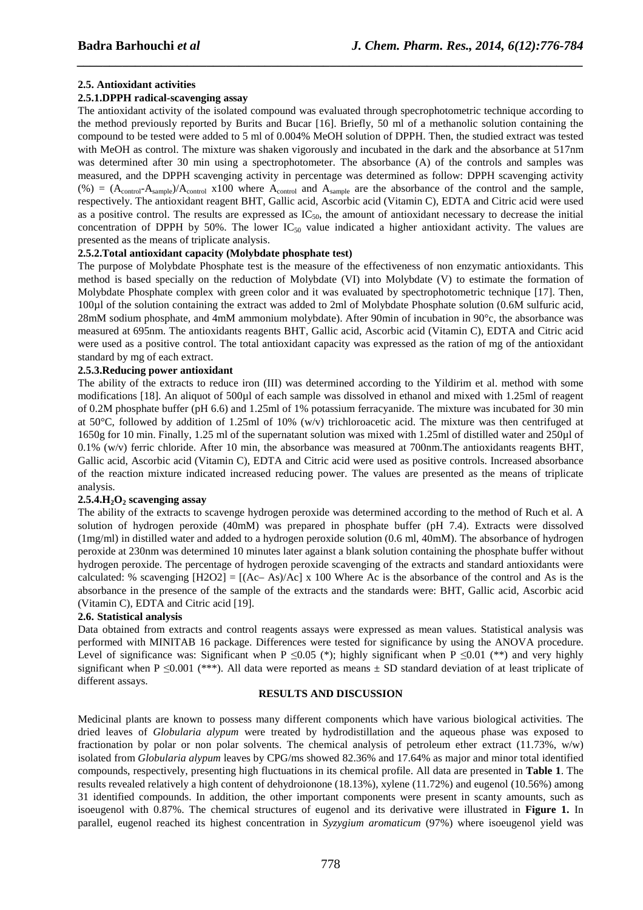### 2.5. Antioxidant activities

#### 2.5.1.DPPH radical-scavenging assay

The antioxidant activity of the isolated compound was evaluated through specrophotometric technique according to the method previously reported by Burits and Bucar [16]. Briefly, 50 ml of a methanolic solution containing the compound to be tested were added to 5 ml of 0.004% MeOH solution of DPPH. Then, the studied extract was tested with MeOH as control. The mixture was shaken vigorously and incubated in the dark and the absorbance at 517nm was determined after 30 min using a spectrophotometer. The absorbance (A) of the controls and samples was measured, and the DPPH scavenging activity in percentage was determined as follow: DPPH scavenging activity (%) = $(A_{control}-A_{sample})/A_{control}$ x100 where $A_{control}$ and $A_{sample}$ are the absorbance of the control and the sample, respectively. The antioxidant reagent BHT, Gallic acid, Ascorbic acid (Vitamin C), EDTA and Citric acid were used as a positive control. The results are expressed as $IC_{50}$, the amount of antioxidant necessary to decrease the initial concentration of DPPH by 50%. The lower $IC_{50}$ value indicated a higher antioxidant activity. The values are presented as the means of triplicate analysis.

#### 2.5.2.Total antioxidant capacity (Molybdate phosphate test)

The purpose of Molybdate Phosphate test is the measure of the effectiveness of non enzymatic antioxidants. This method is based specially on the reduction of Molybdate (VI) into Molybdate (V) to estimate the formation of Molybdate Phosphate complex with green color and it was evaluated by spectrophotometric technique [17]. Then, 100µl of the solution containing the extract was added to 2ml of Molybdate Phosphate solution (0.6M sulfuric acid, 28mM sodium phosphate, and 4mM ammonium molybdate). After 90min of incubation in 90°c, the absorbance was measured at 695nm. The antioxidants reagents BHT, Gallic acid, Ascorbic acid (Vitamin C), EDTA and Citric acid were used as a positive control. The total antioxidant capacity was expressed as the ration of mg of the antioxidant standard by mg of each extract.

#### 2.5.3.Reducing power antioxidant

The ability of the extracts to reduce iron (III) was determined according to the Yildirim et al. method with some modifications [18]. An aliquot of 500µl of each sample was dissolved in ethanol and mixed with 1.25ml of reagent of 0.2M phosphate buffer (pH 6.6) and 1.25ml of 1% potassium ferracyanide. The mixture was incubated for 30 min at 50°C, followed by addition of 1.25ml of 10% (w/v) trichloroacetic acid. The mixture was then centrifuged at 1650g for 10 min. Finally, 1.25 ml of the supernatant solution was mixed with 1.25ml of distilled water and 250µl of 0.1% (w/v) ferric chloride. After 10 min, the absorbance was measured at 700nm.The antioxidants reagents BHT, Gallic acid, Ascorbic acid (Vitamin C), EDTA and Citric acid were used as positive controls. Increased absorbance of the reaction mixture indicated increased reducing power. The values are presented as the means of triplicate analysis.

#### 2.5.4.$H_2O_2$ scavenging assay

The ability of the extracts to scavenge hydrogen peroxide was determined according to the method of Ruch et al. A solution of hydrogen peroxide (40mM) was prepared in phosphate buffer (pH 7.4). Extracts were dissolved (1mg/ml) in distilled water and added to a hydrogen peroxide solution (0.6 ml, 40mM). The absorbance of hydrogen peroxide at 230nm was determined 10 minutes later against a blank solution containing the phosphate buffer without hydrogen peroxide. The percentage of hydrogen peroxide scavenging of the extracts and standard antioxidants were calculated: % scavenging $[H_2O_2] = [(Ac - As)/Ac] \times 100$ Where Ac is the absorbance of the control and As is the absorbance in the presence of the sample of the extracts and the standards were: BHT, Gallic acid, Ascorbic acid (Vitamin C), EDTA and Citric acid [19].

### 2.6. Statistical analysis

Data obtained from extracts and control reagents assays were expressed as mean values. Statistical analysis was performed with MINITAB 16 package. Differences were tested for significance by using the ANOVA procedure. Level of significance was: Significant when $P \leq 0.05$ (*); highly significant when $P \leq 0.01$ (**) and very highly significant when $P \leq 0.001$ (***). All data were reported as means ± SD standard deviation of at least triplicate of different assays.

## RESULTS AND DISCUSSION

Medicinal plants are known to possess many different components which have various biological activities. The dried leaves of *Globularia alypum* were treated by hydrodistillation and the aqueous phase was exposed to fractionation by polar or non polar solvents. The chemical analysis of petroleum ether extract (11.73%, w/w) isolated from *Globularia alypum* leaves by CPG/ms showed 82.36% and 17.64% as major and minor total identified compounds, respectively, presenting high fluctuations in its chemical profile. All data are presented in **Table 1**. The results revealed relatively a high content of dehydroionone (18.13%), xylene (11.72%) and eugenol (10.56%) among 31 identified compounds. In addition, the other important components were present in scanty amounts, such as isoeugenol with 0.87%. The chemical structures of eugenol and its derivative were illustrated in **Figure 1.** In parallel, eugenol reached its highest concentration in *Syzygium aromaticum* (97%) where isoeugenol yield was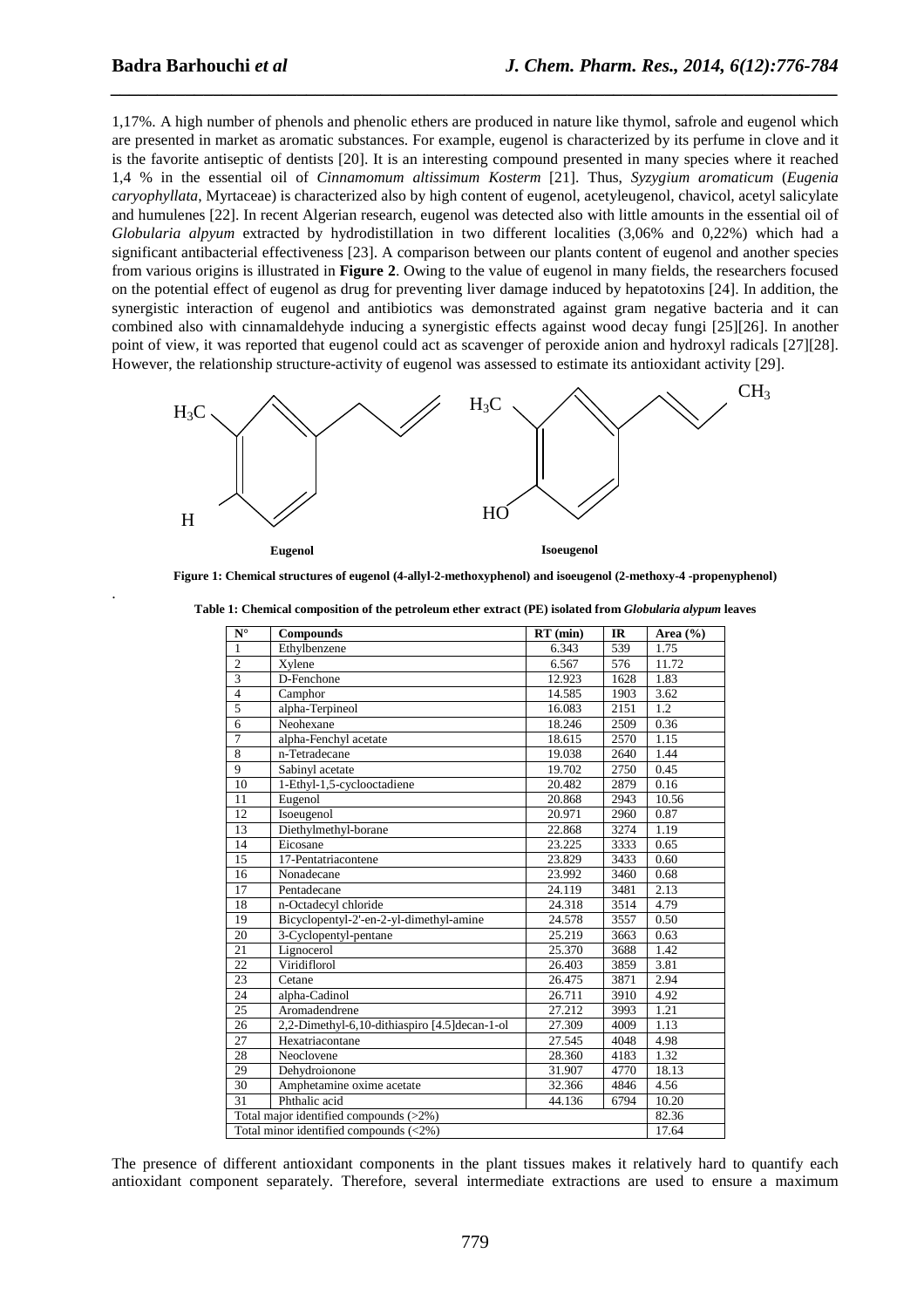1,17%. A high number of phenols and phenolic ethers are produced in nature like thymol, safrole and eugenol which are presented in market as aromatic substances. For example, eugenol is characterized by its perfume in clove and it is the favorite antiseptic of dentists [20]. It is an interesting compound presented in many species where it reached 1,4 % in the essential oil of *Cinnamomum altissimum Kosterm* [21]. Thus, *Syzygium aromaticum* (*Eugenia caryophyllata*, Myrtaceae) is characterized also by high content of eugenol, acetyleugenol, chavicol, acetyl salicylate and humulenes [22]. In recent Algerian research, eugenol was detected also with little amounts in the essential oil of *Globularia alpyum* extracted by hydrodistillation in two different localities (3,06% and 0,22%) which had a significant antibacterial effectiveness [23]. A comparison between our plants content of eugenol and another species from various origins is illustrated in **Figure 2**. Owing to the value of eugenol in many fields, the researchers focused on the potential effect of eugenol as drug for preventing liver damage induced by hepatotoxins [24]. In addition, the synergistic interaction of eugenol and antibiotics was demonstrated against gram negative bacteria and it can combined also with cinnamaldehyde inducing a synergistic effects against wood decay fungi [25][26]. In another point of view, it was reported that eugenol could act as scavenger of peroxide anion and hydroxyl radicals [27][28]. However, the relationship structure-activity of eugenol was assessed to estimate its antioxidant activity [29].

**Eugenol** **Isoeugenol**

**Figure 1: Chemical structures of eugenol (4-allyl-2-methoxyphenol) and isoeugenol (2-methoxy-4 -propenyphenol)**

**Table 1: Chemical composition of the petroleum ether extract (PE) isolated from *Globularia alypum* leaves**

| N° | Compounds | RT (min) | IR | Area (%) |
|---|---|---|---|---|
| 1 | Ethylbenzene | 6.343 | 539 | 1.75 |
| 2 | Xylene | 6.567 | 576 | 11.72 |
| 3 | D-Fenchone | 12.923 | 1628 | 1.83 |
| 4 | Camphor | 14.585 | 1903 | 3.62 |
| 5 | alpha-Terpineol | 16.083 | 2151 | 1.2 |
| 6 | Neohexane | 18.246 | 2509 | 0.36 |
| 7 | alpha-Fenchyl acetate | 18.615 | 2570 | 1.15 |
| 8 | n-Tetradecane | 19.038 | 2640 | 1.44 |
| 9 | Sabinyl acetate | 19.702 | 2750 | 0.45 |
| 10 | 1-Ethyl-1,5-cyclooctadiene | 20.482 | 2879 | 0.16 |
| 11 | Eugenol | 20.868 | 2943 | 10.56 |
| 12 | Isoeugenol | 20.971 | 2960 | 0.87 |
| 13 | Diethylmethyl-borane | 22.868 | 3274 | 1.19 |
| 14 | Eicosane | 23.225 | 3333 | 0.65 |
| 15 | 17-Pentatriacontene | 23.829 | 3433 | 0.60 |
| 16 | Nonadecane | 23.992 | 3460 | 0.68 |
| 17 | Pentadecane | 24.119 | 3481 | 2.13 |
| 18 | n-Octadecyl chloride | 24.318 | 3514 | 4.79 |
| 19 | Bicyclopentyl-2'-en-2-yl-dimethyl-amine | 24.578 | 3557 | 0.50 |
| 20 | 3-Cyclopentyl-pentane | 25.219 | 3663 | 0.63 |
| 21 | Lignocerol | 25.370 | 3688 | 1.42 |
| 22 | Viridiflorol | 26.403 | 3859 | 3.81 |
| 23 | Cetane | 26.475 | 3871 | 2.94 |
| 24 | alpha-Cadinol | 26.711 | 3910 | 4.92 |
| 25 | Aromadendrene | 27.212 | 3993 | 1.21 |
| 26 | 2,2-Dimethyl-6,10-dithiaspiro [4.5]decan-1-ol | 27.309 | 4009 | 1.13 |
| 27 | Hexatriacontane | 27.545 | 4048 | 4.98 |
| 28 | Neoclovene | 28.360 | 4183 | 1.32 |
| 29 | Dehydroionone | 31.907 | 4770 | 18.13 |
| 30 | Amphetamine oxime acetate | 32.366 | 4846 | 4.56 |
| 31 | Phthalic acid | 44.136 | 6794 | 10.20 |
| Total major identified compounds (>2%) | | | | 82.36 |
| Total minor identified compounds (<2%) | | | | 17.64 |

The presence of different antioxidant components in the plant tissues makes it relatively hard to quantify each antioxidant component separately. Therefore, several intermediate extractions are used to ensure a maximum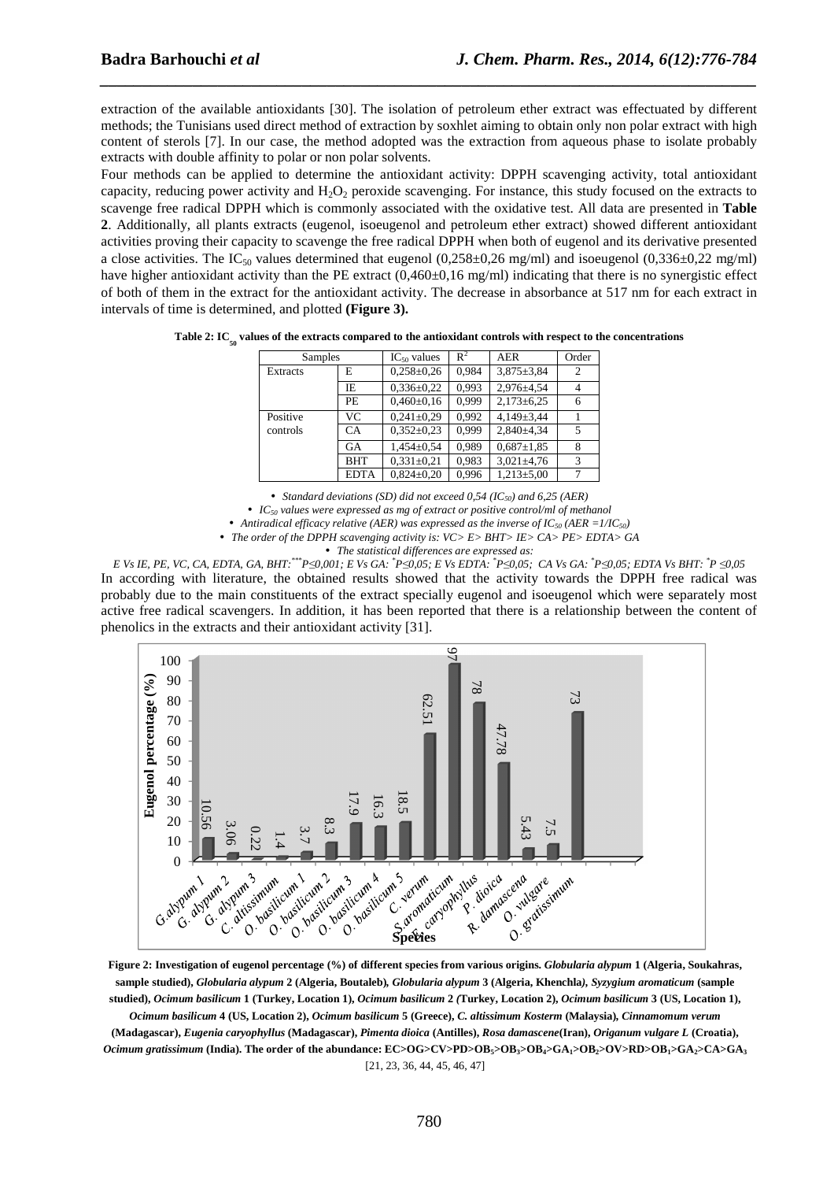extraction of the available antioxidants [30]. The isolation of petroleum ether extract was effectuated by different methods; the Tunisians used direct method of extraction by soxhlet aiming to obtain only non polar extract with high content of sterols [7]. In our case, the method adopted was the extraction from aqueous phase to isolate probably extracts with double affinity to polar or non polar solvents.

Four methods can be applied to determine the antioxidant activity: DPPH scavenging activity, total antioxidant capacity, reducing power activity and $H_2O_2$ peroxide scavenging. For instance, this study focused on the extracts to scavenge free radical DPPH which is commonly associated with the oxidative test. All data are presented in **Table 2**. Additionally, all plants extracts (eugenol, isoeugenol and petroleum ether extract) showed different antioxidant activities proving their capacity to scavenge the free radical DPPH when both of eugenol and its derivative presented a close activities. The $IC_{50}$ values determined that eugenol (0,258±0,26 mg/ml) and isoeugenol (0,336±0,22 mg/ml) have higher antioxidant activity than the PE extract (0,460±0,16 mg/ml) indicating that there is no synergistic effect of both of them in the extract for the antioxidant activity. The decrease in absorbance at 517 nm for each extract in intervals of time is determined, and plotted **(Figure 3).**

**Table 2: $IC_{50}$ values of the extracts compared to the antioxidant controls with respect to the concentrations**

| Samples | | $IC_{50}$ values | $R^2$ | AER | Order |
|---|---|---|---|---|---|
| Extracts | E | 0,258±0,26 | 0,984 | 3,875±3,84 | 2 |
| | IE | 0,336±0,22 | 0,993 | 2,976±4,54 | 4 |
| | PE | 0,460±0,16 | 0,999 | 2,173±6,25 | 6 |
| Positive controls | VC | 0,241±0,29 | 0,992 | 4,149±3,44 | 1 |
| | CA | 0,352±0,23 | 0,999 | 2,840±4,34 | 5 |
| | GA | 1,454±0,54 | 0,989 | 0,687±1,85 | 8 |
| | BHT | 0,331±0,21 | 0,983 | 3,021±4,76 | 3 |
| | EDTA | 0,824±0,20 | 0,996 | 1,213±5,00 | 7 |

- *Standard deviations (SD) did not exceed 0,54 ($IC_{50}$) and 6,25 (AER)*
- *$IC_{50}$ values were expressed as mg of extract or positive control/ml of methanol*
- *Antiradical efficacy relative (AER) was expressed as the inverse of $IC_{50}$ (AER =1/$IC_{50}$)*
- *The order of the DPPH scavenging activity is: VC> E> BHT> IE> CA> PE> EDTA> GA*
- *The statistical differences are expressed as:*

*E Vs IE, PE, VC, CA, EDTA, GA, BHT: $^{***}P\leq0{,}001$; E Vs GA: $^{*}P\leq0{,}05$; E Vs EDTA: $^{*}P\leq0{,}05$; CA Vs GA: $^{*}P\leq0{,}05$; EDTA Vs BHT: $^{*}P\leq0{,}05$*

In according with literature, the obtained results showed that the activity towards the DPPH free radical was probably due to the main constituents of the extract specially eugenol and isoeugenol which were separately most active free radical scavengers. In addition, it has been reported that there is a relationship between the content of phenolics in the extracts and their antioxidant activity [31].

**Figure 2: Investigation of eugenol percentage (%) of different species from various origins.** ***Globularia alypum*** **1 (Algeria, Soukahras, sample studied),** ***Globularia alypum*** **2 (Algeria, Boutaleb)*,*** ***Globularia alypum*** **3 (Algeria, Khenchla)*,*** ***Syzygium aromaticum*** **(sample studied),** ***Ocimum basilicum*** **1 (Turkey, Location 1),** ***Ocimum basilicum*** **2 *(*Turkey, Location 2),** ***Ocimum basilicum*** **3 (US, Location 1),** ***Ocimum basilicum*** **4 (US, Location 2),** ***Ocimum basilicum*** **5 (Greece),** ***C. altissimum Kosterm*** **(Malaysia),** ***Cinnamomum verum*** **(Madagascar),** ***Eugenia caryophyllus*** **(Madagascar),** ***Pimenta dioica*** **(Antilles),** ***Rosa damascene*****(Iran),** ***Origanum vulgare L*** **(Croatia),** ***Ocimum gratissimum*** **(India). The order of the abundance: EC>OG>CV>PD>$OB_5$>$OB_3$>$OB_4$>$GA_1$>$OB_2$>OV>RD>$OB_1$>$GA_2$>CA>$GA_3$**

[21, 23, 36, 44, 45, 46, 47]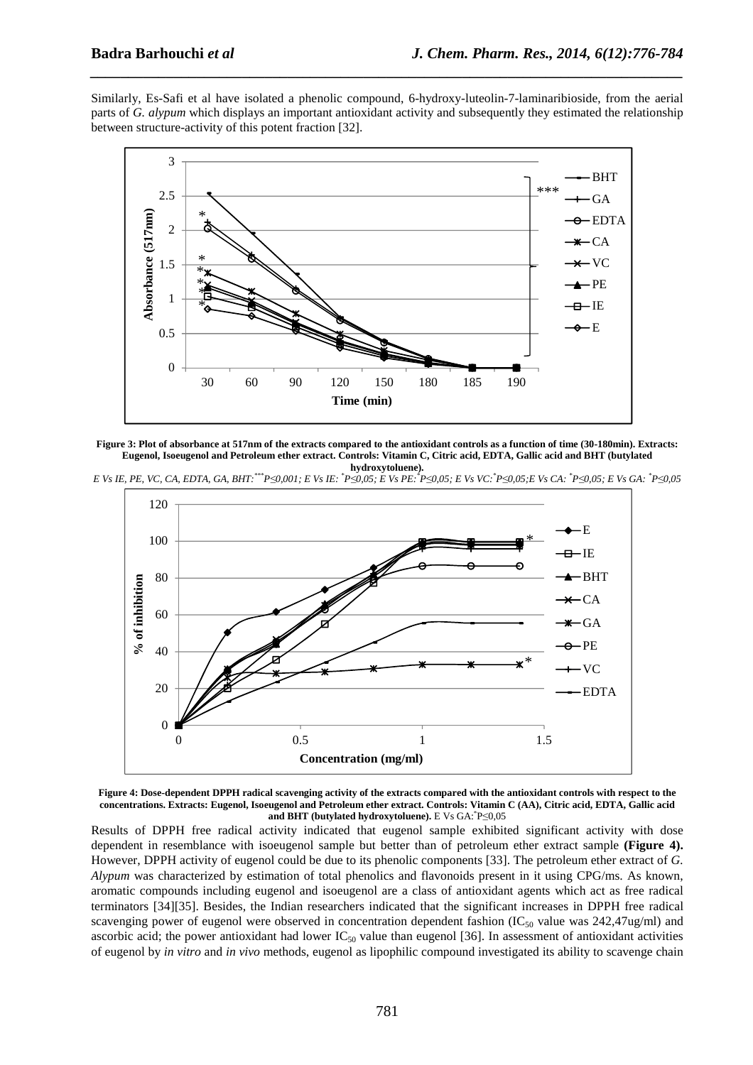Similarly, Es-Safi et al have isolated a phenolic compound, 6-hydroxy-luteolin-7-laminaribioside, from the aerial parts of *G. alypum* which displays an important antioxidant activity and subsequently they estimated the relationship between structure-activity of this potent fraction [32].

**Figure 3: Plot of absorbance at 517nm of the extracts compared to the antioxidant controls as a function of time (30-180min). Extracts: Eugenol, Isoeugenol and Petroleum ether extract. Controls: Vitamin C, Citric acid, EDTA, Gallic acid and BHT (butylated hydroxytoluene).**

*E Vs IE, PE, VC, CA, EDTA, GA, BHT:*$^{***}$*P≤0,001; E Vs IE:* $^{*}$*P≤0,05; E Vs PE:*$^{*}$*P≤0,05; E Vs VC:*$^{*}$*P≤0,05;E Vs CA:* $^{*}$*P≤0,05; E Vs GA:* $^{*}$*P≤0,05*

**Figure 4: Dose-dependent DPPH radical scavenging activity of the extracts compared with the antioxidant controls with respect to the concentrations. Extracts: Eugenol, Isoeugenol and Petroleum ether extract. Controls: Vitamin C (AA), Citric acid, EDTA, Gallic acid and BHT (butylated hydroxytoluene).** E Vs GA:$^{*}$P≤0,05

Results of DPPH free radical activity indicated that eugenol sample exhibited significant activity with dose dependent in resemblance with isoeugenol sample but better than of petroleum ether extract sample **(Figure 4).** However, DPPH activity of eugenol could be due to its phenolic components [33]. The petroleum ether extract of *G. Alypum* was characterized by estimation of total phenolics and flavonoids present in it using CPG/ms. As known, aromatic compounds including eugenol and isoeugenol are a class of antioxidant agents which act as free radical terminators [34][35]. Besides, the Indian researchers indicated that the significant increases in DPPH free radical scavenging power of eugenol were observed in concentration dependent fashion ($IC_{50}$ value was 242,47ug/ml) and ascorbic acid; the power antioxidant had lower $IC_{50}$ value than eugenol [36]. In assessment of antioxidant activities of eugenol by *in vitro* and *in vivo* methods, eugenol as lipophilic compound investigated its ability to scavenge chain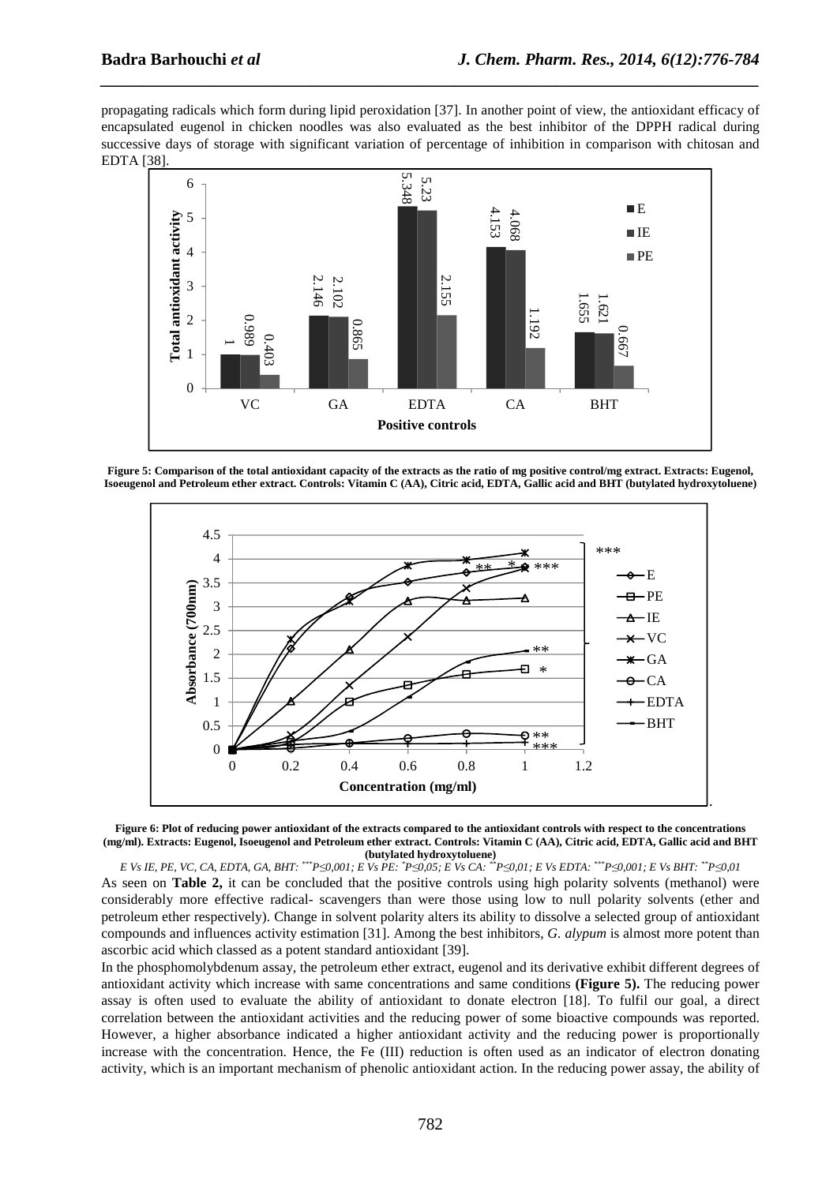propagating radicals which form during lipid peroxidation [37]. In another point of view, the antioxidant efficacy of encapsulated eugenol in chicken noodles was also evaluated as the best inhibitor of the DPPH radical during successive days of storage with significant variation of percentage of inhibition in comparison with chitosan and EDTA [38].

**Figure 5: Comparison of the total antioxidant capacity of the extracts as the ratio of mg positive control/mg extract. Extracts: Eugenol, Isoeugenol and Petroleum ether extract. Controls: Vitamin C (AA), Citric acid, EDTA, Gallic acid and BHT (butylated hydroxytoluene)**

**Figure 6: Plot of reducing power antioxidant of the extracts compared to the antioxidant controls with respect to the concentrations (mg/ml). Extracts: Eugenol, Isoeugenol and Petroleum ether extract. Controls: Vitamin C (AA), Citric acid, EDTA, Gallic acid and BHT (butylated hydroxytoluene)**

*E Vs IE, PE, VC, CA, EDTA, GA, BHT: $^{***}P\leq 0,001$; E Vs PE: $^{*}P\leq 0,05$; E Vs CA: $^{**}P\leq 0,01$; E Vs EDTA: $^{***}P\leq 0,001$; E Vs BHT: $^{**}P\leq 0,01$*

As seen on **Table 2,** it can be concluded that the positive controls using high polarity solvents (methanol) were considerably more effective radical- scavengers than were those using low to null polarity solvents (ether and petroleum ether respectively). Change in solvent polarity alters its ability to dissolve a selected group of antioxidant compounds and influences activity estimation [31]. Among the best inhibitors, *G. alypum* is almost more potent than ascorbic acid which classed as a potent standard antioxidant [39].

In the phosphomolybdenum assay, the petroleum ether extract, eugenol and its derivative exhibit different degrees of antioxidant activity which increase with same concentrations and same conditions **(Figure 5).** The reducing power assay is often used to evaluate the ability of antioxidant to donate electron [18]. To fulfil our goal, a direct correlation between the antioxidant activities and the reducing power of some bioactive compounds was reported. However, a higher absorbance indicated a higher antioxidant activity and the reducing power is proportionally increase with the concentration. Hence, the Fe (III) reduction is often used as an indicator of electron donating activity, which is an important mechanism of phenolic antioxidant action. In the reducing power assay, the ability of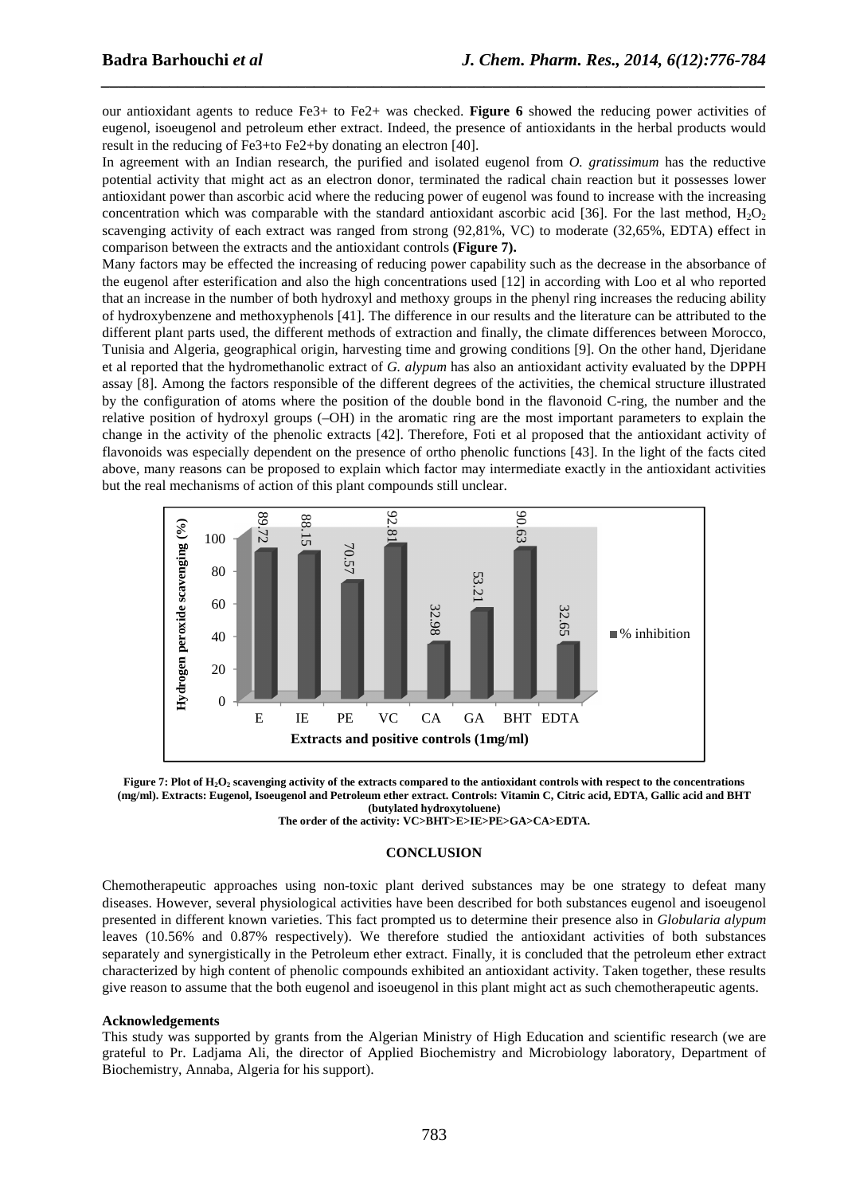our antioxidant agents to reduce $Fe^{3+}$ to $Fe^{2+}$ was checked. **Figure 6** showed the reducing power activities of eugenol, isoeugenol and petroleum ether extract. Indeed, the presence of antioxidants in the herbal products would result in the reducing of $Fe^{3+}$to $Fe^{2+}$by donating an electron [40].

In agreement with an Indian research, the purified and isolated eugenol from *O. gratissimum* has the reductive potential activity that might act as an electron donor, terminated the radical chain reaction but it possesses lower antioxidant power than ascorbic acid where the reducing power of eugenol was found to increase with the increasing concentration which was comparable with the standard antioxidant ascorbic acid [36]. For the last method, $H_2O_2$ scavenging activity of each extract was ranged from strong (92,81%, VC) to moderate (32,65%, EDTA) effect in comparison between the extracts and the antioxidant controls **(Figure 7).**

Many factors may be effected the increasing of reducing power capability such as the decrease in the absorbance of the eugenol after esterification and also the high concentrations used [12] in according with Loo et al who reported that an increase in the number of both hydroxyl and methoxy groups in the phenyl ring increases the reducing ability of hydroxybenzene and methoxyphenols [41]. The difference in our results and the literature can be attributed to the different plant parts used, the different methods of extraction and finally, the climate differences between Morocco, Tunisia and Algeria, geographical origin, harvesting time and growing conditions [9]. On the other hand, Djeridane et al reported that the hydromethanolic extract of *G. alypum* has also an antioxidant activity evaluated by the DPPH assay [8]. Among the factors responsible of the different degrees of the activities, the chemical structure illustrated by the configuration of atoms where the position of the double bond in the flavonoid C-ring, the number and the relative position of hydroxyl groups (–OH) in the aromatic ring are the most important parameters to explain the change in the activity of the phenolic extracts [42]. Therefore, Foti et al proposed that the antioxidant activity of flavonoids was especially dependent on the presence of ortho phenolic functions [43]. In the light of the facts cited above, many reasons can be proposed to explain which factor may intermediate exactly in the antioxidant activities but the real mechanisms of action of this plant compounds still unclear.

| Extracts and positive controls (1mg/ml) | E | IE | PE | VC | CA | GA | BHT | EDTA |
|---|---|---|---|---|---|---|---|---|
| Hydrogen peroxide scavenging (%) – % inhibition | 89.72 | 88.15 | 70.57 | 92.81 | 32.98 | 53.21 | 90.63 | 32.65 |

**Figure 7: Plot of $H_2O_2$ scavenging activity of the extracts compared to the antioxidant controls with respect to the concentrations (mg/ml). Extracts: Eugenol, Isoeugenol and Petroleum ether extract. Controls: Vitamin C, Citric acid, EDTA, Gallic acid and BHT (butylated hydroxytoluene)**

**The order of the activity: VC>BHT>E>IE>PE>GA>CA>EDTA.**

## CONCLUSION

Chemotherapeutic approaches using non-toxic plant derived substances may be one strategy to defeat many diseases. However, several physiological activities have been described for both substances eugenol and isoeugenol presented in different known varieties. This fact prompted us to determine their presence also in *Globularia alypum* leaves (10.56% and 0.87% respectively). We therefore studied the antioxidant activities of both substances separately and synergistically in the Petroleum ether extract. Finally, it is concluded that the petroleum ether extract characterized by high content of phenolic compounds exhibited an antioxidant activity. Taken together, these results give reason to assume that the both eugenol and isoeugenol in this plant might act as such chemotherapeutic agents.

**Acknowledgements**

This study was supported by grants from the Algerian Ministry of High Education and scientific research (we are grateful to Pr. Ladjama Ali, the director of Applied Biochemistry and Microbiology laboratory, Department of Biochemistry, Annaba, Algeria for his support).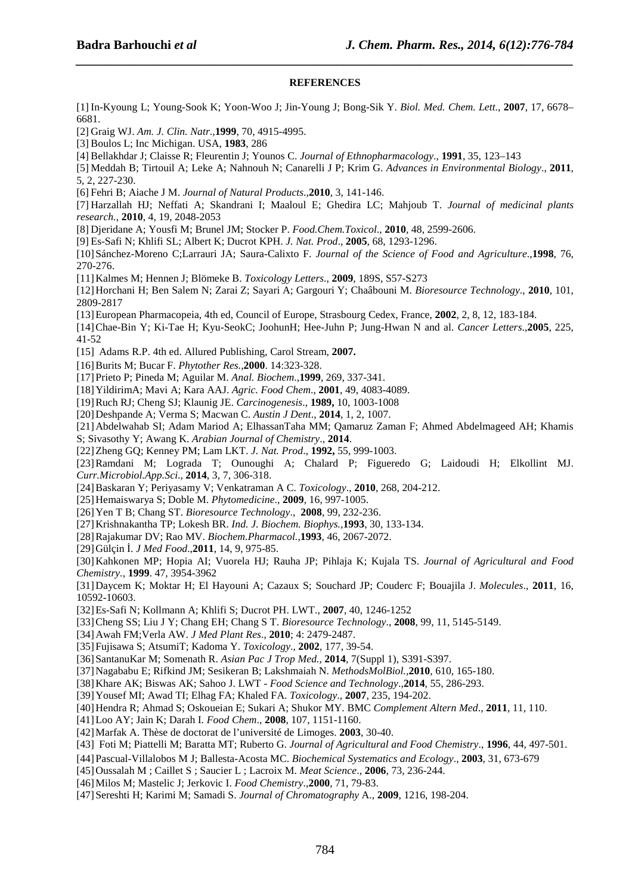**REFERENCES**

[1] In-Kyoung L; Young-Sook K; Yoon-Woo J; Jin-Young J; Bong-Sik Y. *Biol. Med. Chem. Lett*., **2007**, 17, 6678–6681.

[2] Graig WJ. *Am. J. Clin. Natr*.,**1999**, 70, 4915-4995.

[3] Boulos L; Inc Michigan. USA, **1983**, 286

[4] Bellakhdar J; Claisse R; Fleurentin J; Younos C. *Journal of Ethnopharmacology*., **1991**, 35, 123–143

[5] Meddah B; Tirtouil A; Leke A; Nahnouh N; Canarelli J P; Krim G. *Advances in Environmental Biology*., **2011**, 5, 2, 227-230.

[6] Fehri B; Aiache J M. *Journal of Natural Products*.,**2010**, 3, 141-146.

[7] Harzallah HJ; Neffati A; Skandrani I; Maaloul E; Ghedira LC; Mahjoub T. *Journal of medicinal plants research.*, **2010**, 4, 19, 2048-2053

[8] Djeridane A; Yousfi M; Brunel JM; Stocker P. *Food.Chem.Toxicol*., **2010**, 48, 2599-2606.

[9] Es-Safi N; Khlifi SL; Albert K; Ducrot KPH. *J. Nat. Prod*., **2005**, 68, 1293-1296.

[10] Sánchez-Moreno C;Larrauri JA; Saura-Calixto F. *Journal of the Science of Food and Agriculture*.,**1998**, 76, 270-276.

[11] Kalmes M; Hennen J; Blömeke B. *Toxicology Letters*., **2009**, 189S, S57-S273

[12] Horchani H; Ben Salem N; Zarai Z; Sayari A; Gargouri Y; Chaâbouni M. *Bioresource Technology*., **2010**, 101, 2809-2817

[13] European Pharmacopeia, 4th ed, Council of Europe, Strasbourg Cedex, France, **2002**, 2, 8, 12, 183-184.

[14] Chae-Bin Y; Ki-Tae H; Kyu-SeokC; JoohunH; Hee-Juhn P; Jung-Hwan N and al. *Cancer Letters*.,**2005**, 225, 41-52

[15] Adams R.P. 4th ed. Allured Publishing, Carol Stream, **2007.**

[16] Burits M; Bucar F. *Phytother Res.*,**2000**. 14:323-328.

[17] Prieto P; Pineda M; Aguilar M. *Anal. Biochem*.,**1999**, 269, 337-341.

[18] YildirimA; Mavi A; Kara AAJ. *Agric. Food Chem*., **2001**, 49, 4083-4089.

[19] Ruch RJ; Cheng SJ; Klaunig JE. *Carcinogenesis*., **1989,** 10, 1003-1008

[20] Deshpande A; Verma S; Macwan C. *Austin J Dent*., **2014**, 1, 2, 1007.

[21] Abdelwahab SI; Adam Mariod A; ElhassanTaha MM; Qamaruz Zaman F; Ahmed Abdelmageed AH; Khamis S; Sivasothy Y; Awang K. *Arabian Journal of Chemistry*., **2014**.

[22] Zheng GQ; Kenney PM; Lam LKT. *J. Nat. Prod*., **1992,** 55, 999-1003.

[23] Ramdani M; Lograda T; Ounoughi A; Chalard P; Figueredo G; Laidoudi H; Elkollint MJ. *Curr.Microbiol.App.Sci*., **2014**, 3, 7, 306-318.

[24] Baskaran Y; Periyasamy V; Venkatraman A C. *Toxicology*., **2010**, 268, 204-212.

[25] Hemaiswarya S; Doble M. *Phytomedicine*., **2009**, 16, 997-1005.

[26] Yen T B; Chang ST. *Bioresource Technology*., **2008**, 99, 232-236.

[27] Krishnakantha TP; Lokesh BR. *Ind. J. Biochem. Biophys.*,**1993**, 30, 133-134.

[28] Rajakumar DV; Rao MV. *Biochem.Pharmacol.*,**1993**, 46, 2067-2072.

[29] Gülçin İ. *J Med Food*.,**2011**, 14, 9, 975-85.

[30] Kahkonen MP; Hopia AI; Vuorela HJ; Rauha JP; Pihlaja K; Kujala TS. *Journal of Agricultural and Food Chemistry.*, **1999**. 47, 3954-3962

[31] Daycem K; Moktar H; El Hayouni A; Cazaux S; Souchard JP; Couderc F; Bouajila J. *Molecules*., **2011**, 16, 10592-10603.

[32] Es-Safi N; Kollmann A; Khlifi S; Ducrot PH. LWT., **2007**, 40, 1246-1252

[33] Cheng SS; Liu J Y; Chang EH; Chang S T. *Bioresource Technology*., **2008**, 99, 11, 5145-5149.

[34] Awah FM;Verla AW. *J Med Plant Res*., **2010**; 4: 2479-2487.

[35] Fujisawa S; AtsumiT; Kadoma Y. *Toxicology*., **2002**, 177, 39-54.

[36] SantanuKar M; Somenath R. *Asian Pac J Trop Med.,* **2014**, 7(Suppl 1), S391-S397.

[37] Nagababu E; Rifkind JM; Sesikeran B; Lakshmaiah N. *MethodsMolBiol.*,**2010**, 610, 165-180.

[38] Khare AK; Biswas AK; Sahoo J. LWT - *Food Science and Technology*.,**2014**, 55, 286-293.

[39] Yousef MI; Awad TI; Elhag FA; Khaled FA. *Toxicology*., **2007**, 235, 194-202.

[40] Hendra R; Ahmad S; Oskoueian E; Sukari A; Shukor MY. BMC *Complement Altern Med*., **2011**, 11, 110.

[41] Loo AY; Jain K; Darah I. *Food Chem*., **2008**, 107, 1151-1160.

[42] Marfak A. Thèse de doctorat de l'université de Limoges. **2003**, 30-40.

[43] Foti M; Piattelli M; Baratta MT; Ruberto G. *Journal of Agricultural and Food Chemistry*., **1996**, 44, 497-501.

[44] Pascual-Villalobos M J; Ballesta-Acosta MC. *Biochemical Systematics and Ecology*., **2003**, 31, 673-679

[45] Oussalah M ; Caillet S ; Saucier L ; Lacroix M. *Meat Science*., **2006**, 73, 236-244.

[46] Milos M; Mastelic J; Jerkovic I. *Food Chemistry*.,**2000**, 71, 79-83.

[47] Sereshti H; Karimi M; Samadi S. *Journal of Chromatography* A., **2009**, 1216, 198-204.